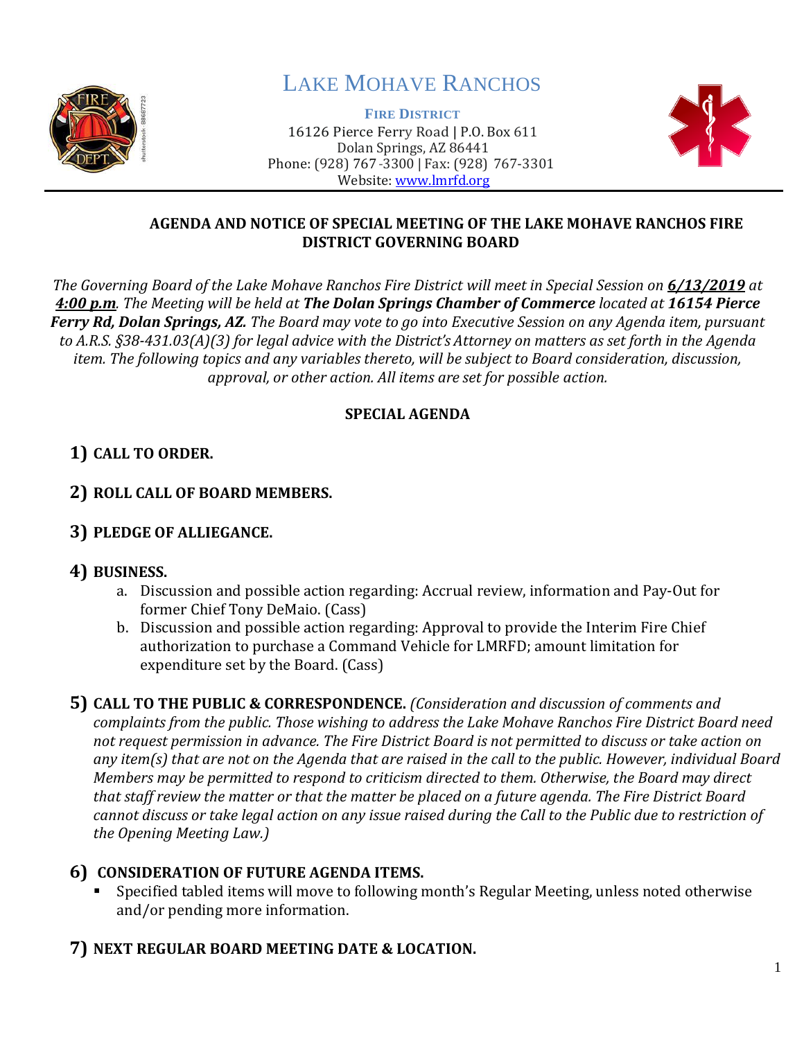# LAKE MOHAVE RANCHOS

**FIRE DISTRICT**

16126 Pierce Ferry Road | P.O. Box 611
Dolan Springs, AZ 86441
Phone: (928) 767-3300 | Fax: (928) 767-3301
Website: www.lmrfd.org

## AGENDA AND NOTICE OF SPECIAL MEETING OF THE LAKE MOHAVE RANCHOS FIRE DISTRICT GOVERNING BOARD

*The Governing Board of the Lake Mohave Ranchos Fire District will meet in Special Session on **6/13/2019** at **4:00 p.m**. The Meeting will be held at **The Dolan Springs Chamber of Commerce** located at **16154 Pierce Ferry Rd, Dolan Springs, AZ.** The Board may vote to go into Executive Session on any Agenda item, pursuant to A.R.S. §38-431.03(A)(3) for legal advice with the District's Attorney on matters as set forth in the Agenda item. The following topics and any variables thereto, will be subject to Board consideration, discussion, approval, or other action. All items are set for possible action.*

### SPECIAL AGENDA

1) **CALL TO ORDER.**

2) **ROLL CALL OF BOARD MEMBERS.**

3) **PLEDGE OF ALLIEGANCE.**

4) **BUSINESS.**
   a. Discussion and possible action regarding: Accrual review, information and Pay-Out for former Chief Tony DeMaio. (Cass)
   b. Discussion and possible action regarding: Approval to provide the Interim Fire Chief authorization to purchase a Command Vehicle for LMRFD; amount limitation for expenditure set by the Board. (Cass)

5) **CALL TO THE PUBLIC & CORRESPONDENCE.** *(Consideration and discussion of comments and complaints from the public. Those wishing to address the Lake Mohave Ranchos Fire District Board need not request permission in advance. The Fire District Board is not permitted to discuss or take action on any item(s) that are not on the Agenda that are raised in the call to the public. However, individual Board Members may be permitted to respond to criticism directed to them. Otherwise, the Board may direct that staff review the matter or that the matter be placed on a future agenda. The Fire District Board cannot discuss or take legal action on any issue raised during the Call to the Public due to restriction of the Opening Meeting Law.)*

6) **CONSIDERATION OF FUTURE AGENDA ITEMS.**
   - Specified tabled items will move to following month's Regular Meeting, unless noted otherwise and/or pending more information.

7) **NEXT REGULAR BOARD MEETING DATE & LOCATION.**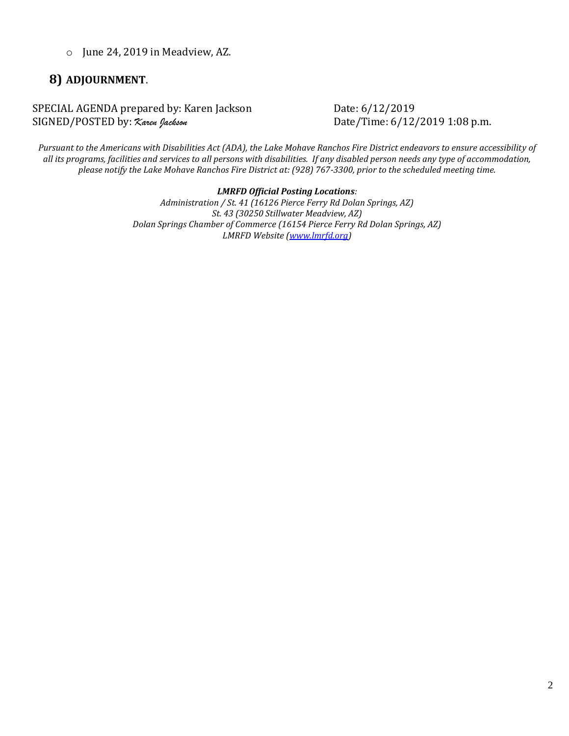- June 24, 2019 in Meadview, AZ.

## 8) **ADJOURNMENT**.

SPECIAL AGENDA prepared by: Karen Jackson Date: 6/12/2019
SIGNED/POSTED by: *Karen Jackson* Date/Time: 6/12/2019 1:08 p.m.

*Pursuant to the Americans with Disabilities Act (ADA), the Lake Mohave Ranchos Fire District endeavors to ensure accessibility of all its programs, facilities and services to all persons with disabilities. If any disabled person needs any type of accommodation, please notify the Lake Mohave Ranchos Fire District at: (928) 767-3300, prior to the scheduled meeting time.*

***LMRFD Official Posting Locations*:**
*Administration / St. 41 (16126 Pierce Ferry Rd Dolan Springs, AZ)*
*St. 43 (30250 Stillwater Meadview, AZ)*
*Dolan Springs Chamber of Commerce (16154 Pierce Ferry Rd Dolan Springs, AZ)*
*LMRFD Website (www.lmrfd.org)*